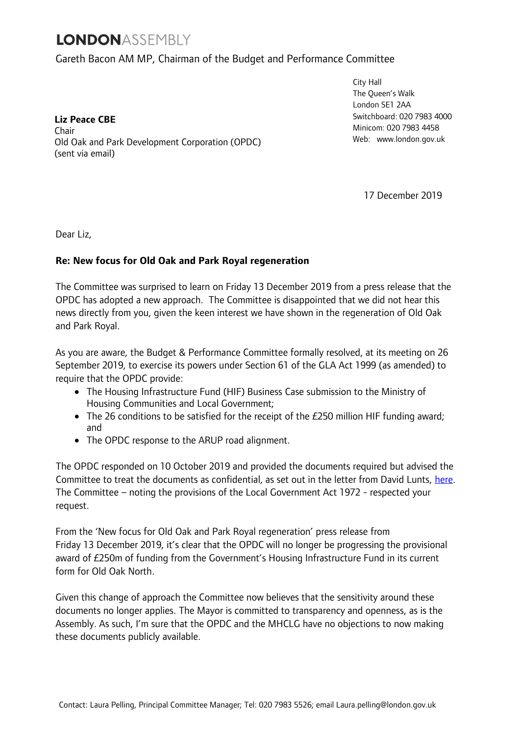**LONDON**ASSEMBLY

Gareth Bacon AM MP, Chairman of the Budget and Performance Committee

**Liz Peace CBE**
Chair
Old Oak and Park Development Corporation (OPDC)
(sent via email)

City Hall
The Queen's Walk
London SE1 2AA
Switchboard: 020 7983 4000
Minicom: 020 7983 4458
Web: www.london.gov.uk

17 December 2019

Dear Liz,

**Re: New focus for Old Oak and Park Royal regeneration**

The Committee was surprised to learn on Friday 13 December 2019 from a press release that the OPDC has adopted a new approach. The Committee is disappointed that we did not hear this news directly from you, given the keen interest we have shown in the regeneration of Old Oak and Park Royal.

As you are aware, the Budget & Performance Committee formally resolved, at its meeting on 26 September 2019, to exercise its powers under Section 61 of the GLA Act 1999 (as amended) to require that the OPDC provide:

- The Housing Infrastructure Fund (HIF) Business Case submission to the Ministry of Housing Communities and Local Government;
- The 26 conditions to be satisfied for the receipt of the £250 million HIF funding award; and
- The OPDC response to the ARUP road alignment.

The OPDC responded on 10 October 2019 and provided the documents required but advised the Committee to treat the documents as confidential, as set out in the letter from David Lunts, here. The Committee – noting the provisions of the Local Government Act 1972 - respected your request.

From the 'New focus for Old Oak and Park Royal regeneration' press release from Friday 13 December 2019, it's clear that the OPDC will no longer be progressing the provisional award of £250m of funding from the Government's Housing Infrastructure Fund in its current form for Old Oak North.

Given this change of approach the Committee now believes that the sensitivity around these documents no longer applies. The Mayor is committed to transparency and openness, as is the Assembly. As such, I'm sure that the OPDC and the MHCLG have no objections to now making these documents publicly available.

Contact: Laura Pelling, Principal Committee Manager; Tel: 020 7983 5526; email Laura.pelling@london.gov.uk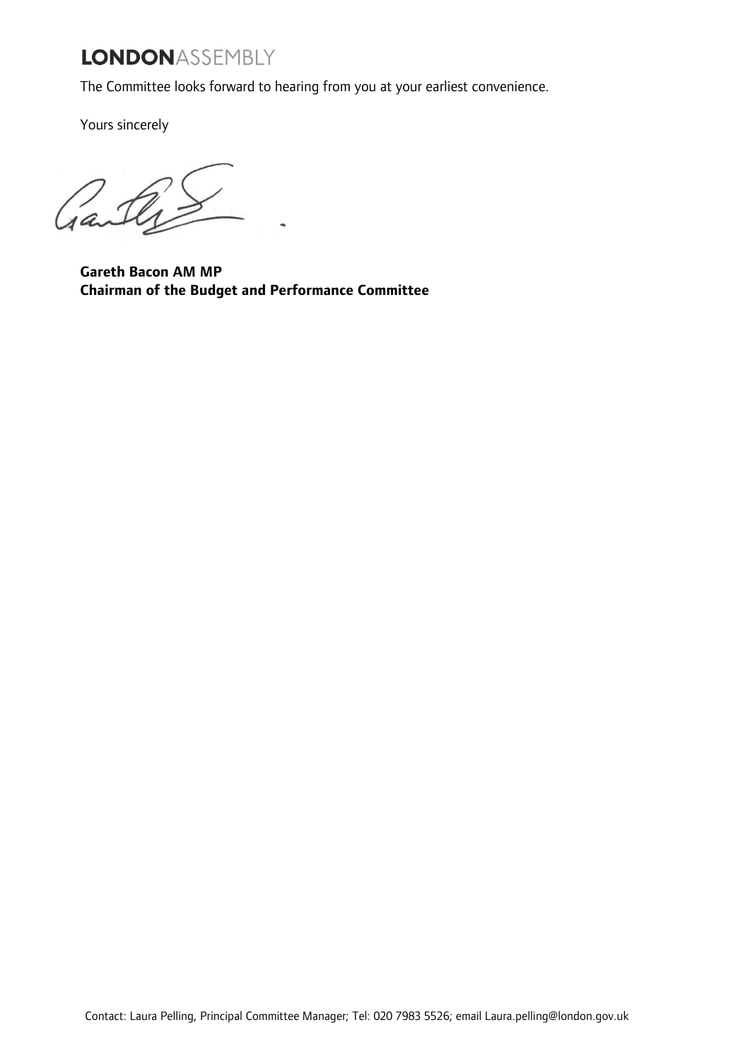The Committee looks forward to hearing from you at your earliest convenience.

Yours sincerely

**Gareth Bacon AM MP**
**Chairman of the Budget and Performance Committee**

Contact: Laura Pelling, Principal Committee Manager; Tel: 020 7983 5526; email Laura.pelling@london.gov.uk